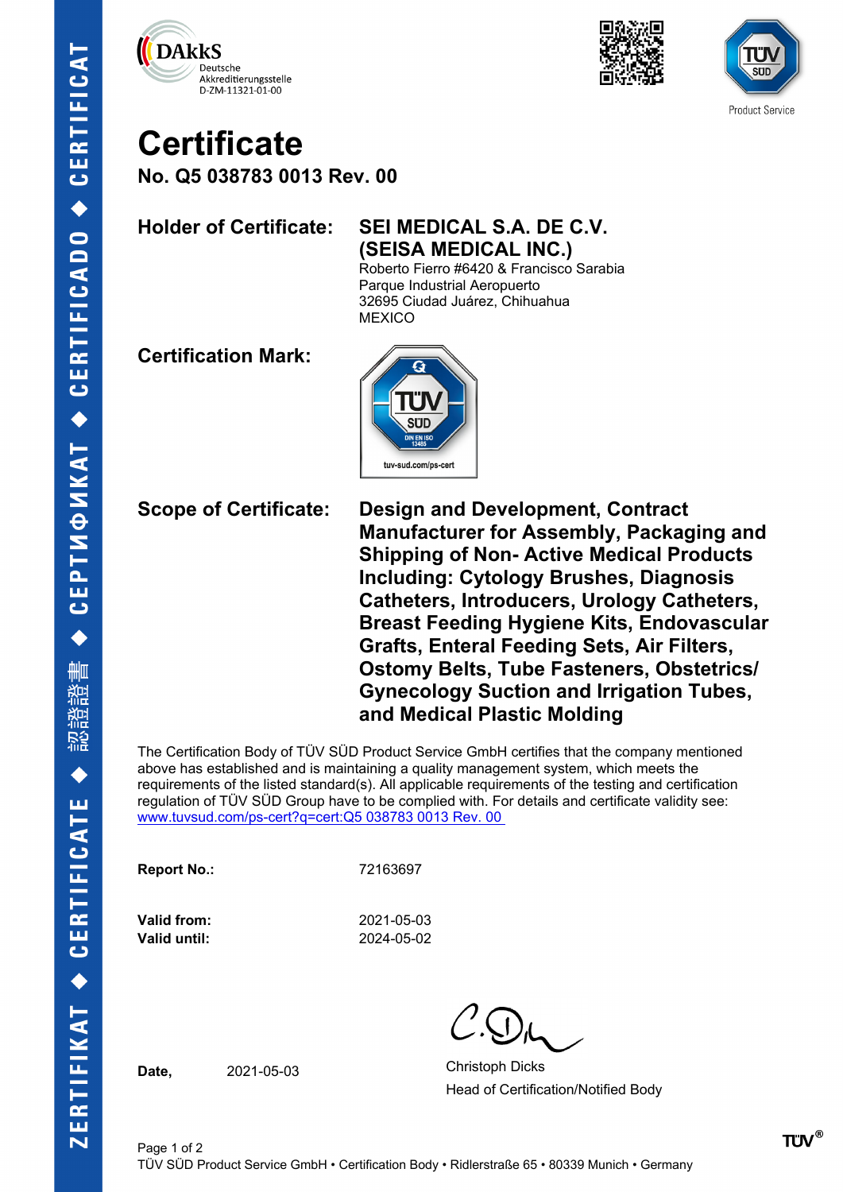DAkkS
Deutsche
Akkreditierungsstelle
D-ZM-11321-01-00

Product Service

# Certificate

## No. Q5 038783 0013 Rev. 00

**Holder of Certificate:** **SEI MEDICAL S.A. DE C.V. (SEISA MEDICAL INC.)**
Roberto Fierro #6420 & Francisco Sarabia
Parque Industrial Aeropuerto
32695 Ciudad Juárez, Chihuahua
MEXICO

**Certification Mark:**

TÜV SÜD
DIN EN ISO 13485
tuv-sud.com/ps-cert

**Scope of Certificate:** **Design and Development, Contract Manufacturer for Assembly, Packaging and Shipping of Non- Active Medical Products Including: Cytology Brushes, Diagnosis Catheters, Introducers, Urology Catheters, Breast Feeding Hygiene Kits, Endovascular Grafts, Enteral Feeding Sets, Air Filters, Ostomy Belts, Tube Fasteners, Obstetrics/ Gynecology Suction and Irrigation Tubes, and Medical Plastic Molding**

The Certification Body of TÜV SÜD Product Service GmbH certifies that the company mentioned above has established and is maintaining a quality management system, which meets the requirements of the listed standard(s). All applicable requirements of the testing and certification regulation of TÜV SÜD Group have to be complied with. For details and certificate validity see: www.tuvsud.com/ps-cert?q=cert:Q5 038783 0013 Rev. 00

**Report No.:** 72163697

**Valid from:** 2021-05-03
**Valid until:** 2024-05-02

**Date,** 2021-05-03

Christoph Dicks
Head of Certification/Notified Body

TÜV SÜD Product Service GmbH • Certification Body • Ridlerstraße 65 • 80339 Munich • Germany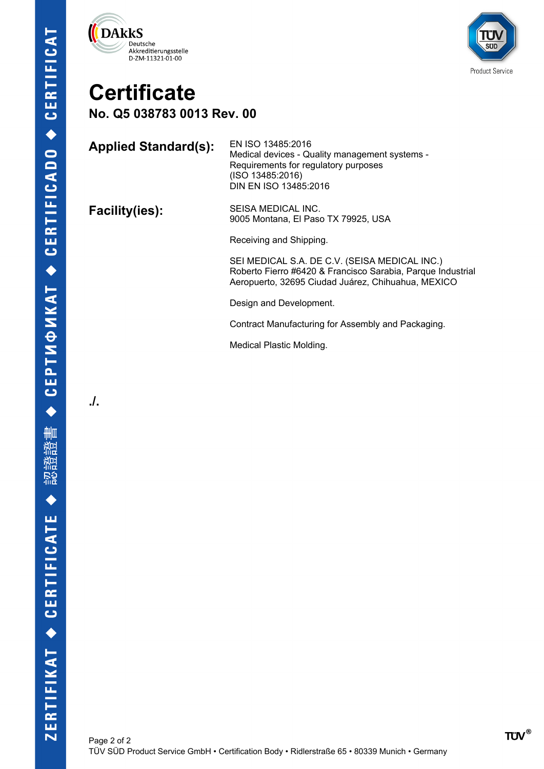DAkkS
Deutsche Akkreditierungsstelle
D-ZM-11321-01-00

TÜV SÜD
Product Service

# Certificate

## No. Q5 038783 0013 Rev. 00

**Applied Standard(s):**

EN ISO 13485:2016
Medical devices - Quality management systems - Requirements for regulatory purposes
(ISO 13485:2016)
DIN EN ISO 13485:2016

**Facility(ies):**

SEISA MEDICAL INC.
9005 Montana, El Paso TX 79925, USA

Receiving and Shipping.

SEI MEDICAL S.A. DE C.V. (SEISA MEDICAL INC.)
Roberto Fierro #6420 & Francisco Sarabia, Parque Industrial Aeropuerto, 32695 Ciudad Juárez, Chihuahua, MEXICO

Design and Development.

Contract Manufacturing for Assembly and Packaging.

Medical Plastic Molding.

./.

TÜV SÜD Product Service GmbH • Certification Body • Ridlerstraße 65 • 80339 Munich • Germany

ZERTIFIKAT ◆ CERTIFICATE ◆ 認證證書 ◆ СЕРТИФИКАТ ◆ CERTIFICADO ◆ CERTIFICAT